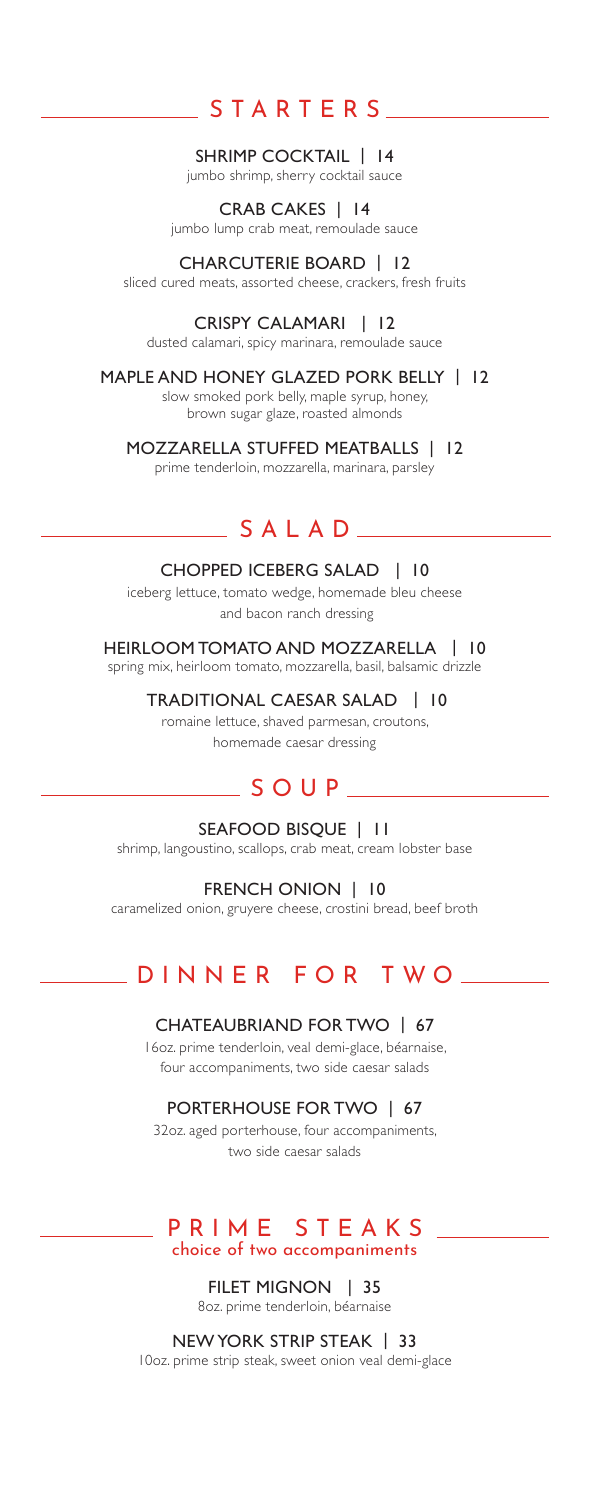## STARTERS

**SHRIMP COCKTAIL | 14**
jumbo shrimp, sherry cocktail sauce

**CRAB CAKES | 14**
jumbo lump crab meat, remoulade sauce

**CHARCUTERIE BOARD | 12**
sliced cured meats, assorted cheese, crackers, fresh fruits

**CRISPY CALAMARI | 12**
dusted calamari, spicy marinara, remoulade sauce

**MAPLE AND HONEY GLAZED PORK BELLY | 12**
slow smoked pork belly, maple syrup, honey,
brown sugar glaze, roasted almonds

**MOZZARELLA STUFFED MEATBALLS | 12**
prime tenderloin, mozzarella, marinara, parsley

## SALAD

**CHOPPED ICEBERG SALAD | 10**
iceberg lettuce, tomato wedge, homemade bleu cheese
and bacon ranch dressing

**HEIRLOOM TOMATO AND MOZZARELLA | 10**
spring mix, heirloom tomato, mozzarella, basil, balsamic drizzle

**TRADITIONAL CAESAR SALAD | 10**
romaine lettuce, shaved parmesan, croutons,
homemade caesar dressing

## SOUP

**SEAFOOD BISQUE | 11**
shrimp, langoustino, scallops, crab meat, cream lobster base

**FRENCH ONION | 10**
caramelized onion, gruyere cheese, crostini bread, beef broth

## DINNER FOR TWO

**CHATEAUBRIAND FOR TWO | 67**
16oz. prime tenderloin, veal demi-glace, béarnaise,
four accompaniments, two side caesar salads

**PORTERHOUSE FOR TWO | 67**
32oz. aged porterhouse, four accompaniments,
two side caesar salads

## PRIME STEAKS
choice of two accompaniments

**FILET MIGNON | 35**
8oz. prime tenderloin, béarnaise

**NEW YORK STRIP STEAK | 33**
10oz. prime strip steak, sweet onion veal demi-glace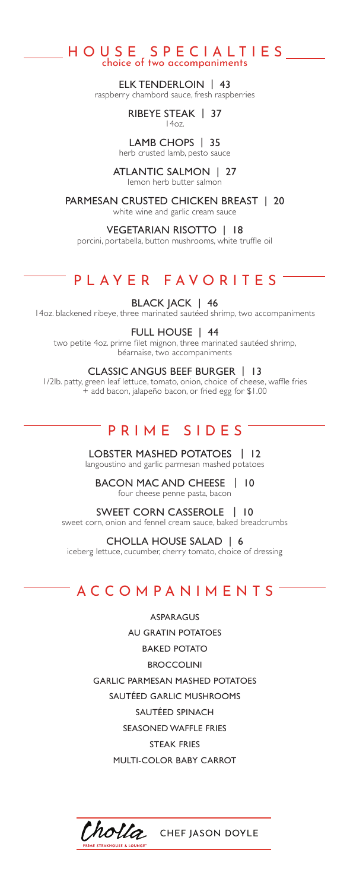## HOUSE SPECIALTIES

choice of two accompaniments

**ELK TENDERLOIN | 43**
raspberry chambord sauce, fresh raspberries

**RIBEYE STEAK | 37**
14oz.

**LAMB CHOPS | 35**
herb crusted lamb, pesto sauce

**ATLANTIC SALMON | 27**
lemon herb butter salmon

**PARMESAN CRUSTED CHICKEN BREAST | 20**
white wine and garlic cream sauce

**VEGETARIAN RISOTTO | 18**
porcini, portabella, button mushrooms, white truffle oil

## PLAYER FAVORITES

**BLACK JACK | 46**
14oz. blackened ribeye, three marinated sautéed shrimp, two accompaniments

**FULL HOUSE | 44**
two petite 4oz. prime filet mignon, three marinated sautéed shrimp, béarnaise, two accompaniments

**CLASSIC ANGUS BEEF BURGER | 13**
1/2lb. patty, green leaf lettuce, tomato, onion, choice of cheese, waffle fries
+ add bacon, jalapeño bacon, or fried egg for $1.00

## PRIME SIDES

**LOBSTER MASHED POTATOES | 12**
langoustino and garlic parmesan mashed potatoes

**BACON MAC AND CHEESE | 10**
four cheese penne pasta, bacon

**SWEET CORN CASSEROLE | 10**
sweet corn, onion and fennel cream sauce, baked breadcrumbs

**CHOLLA HOUSE SALAD | 6**
iceberg lettuce, cucumber, cherry tomato, choice of dressing

## ACCOMPANIMENTS

ASPARAGUS
AU GRATIN POTATOES
BAKED POTATO
BROCCOLINI
GARLIC PARMESAN MASHED POTATOES
SAUTÉED GARLIC MUSHROOMS
SAUTÉED SPINACH
SEASONED WAFFLE FRIES
STEAK FRIES
MULTI-COLOR BABY CARROT

Cholla PRIME STEAKHOUSE & LOUNGE
CHEF JASON DOYLE